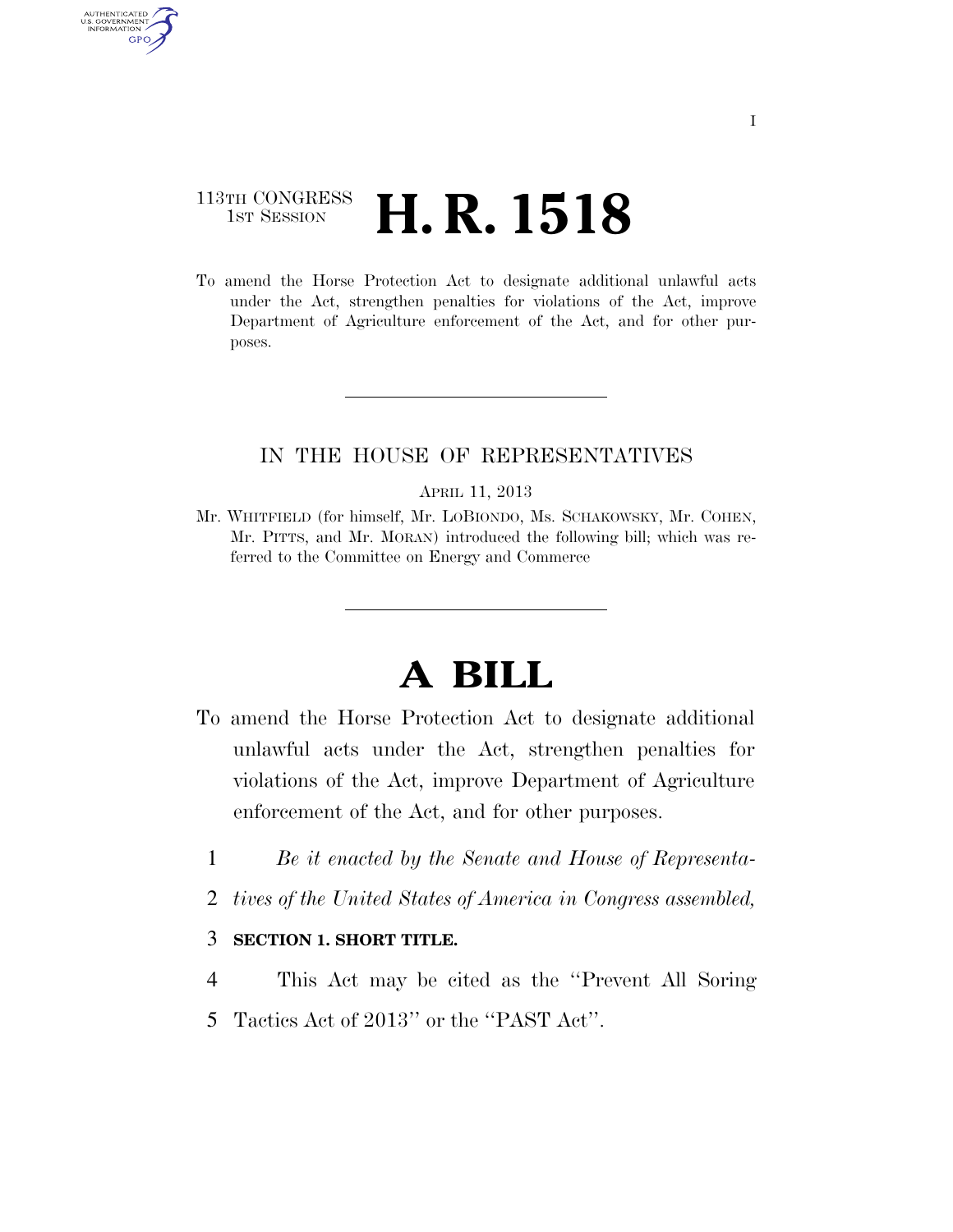113TH CONGRESS
1ST SESSION

# H. R. 1518

To amend the Horse Protection Act to designate additional unlawful acts under the Act, strengthen penalties for violations of the Act, improve Department of Agriculture enforcement of the Act, and for other purposes.

IN THE HOUSE OF REPRESENTATIVES

APRIL 11, 2013

Mr. WHITFIELD (for himself, Mr. LOBIONDO, Ms. SCHAKOWSKY, Mr. COHEN, Mr. PITTS, and Mr. MORAN) introduced the following bill; which was referred to the Committee on Energy and Commerce

# A BILL

To amend the Horse Protection Act to designate additional unlawful acts under the Act, strengthen penalties for violations of the Act, improve Department of Agriculture enforcement of the Act, and for other purposes.

1 *Be it enacted by the Senate and House of Representa-*
2 *tives of the United States of America in Congress assembled,*

3 **SECTION 1. SHORT TITLE.**

4 This Act may be cited as the ''Prevent All Soring
5 Tactics Act of 2013'' or the ''PAST Act''.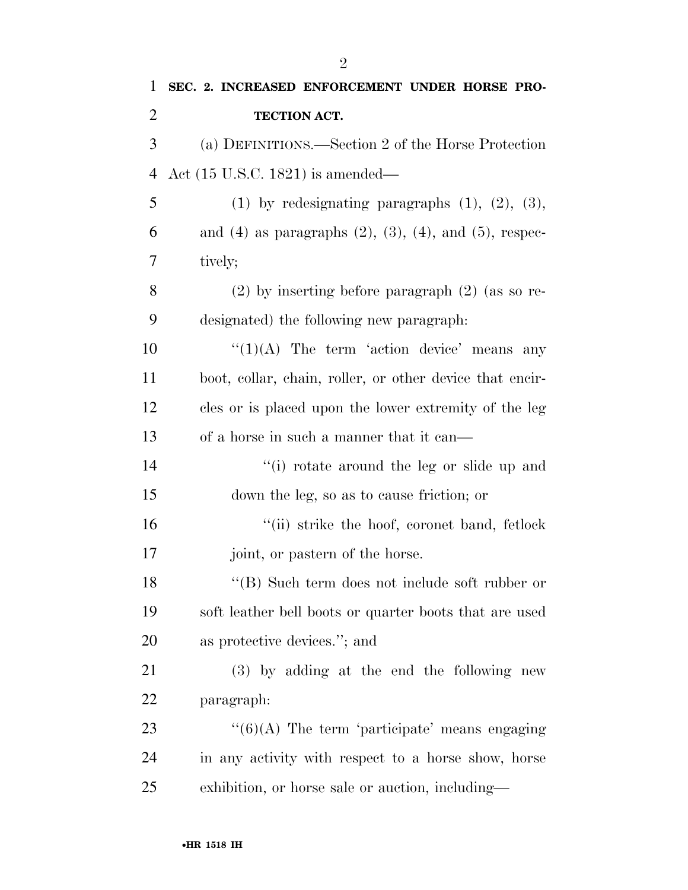**SEC. 2. INCREASED ENFORCEMENT UNDER HORSE PROTECTION ACT.**

(a) DEFINITIONS.—Section 2 of the Horse Protection Act (15 U.S.C. 1821) is amended—

(1) by redesignating paragraphs (1), (2), (3), and (4) as paragraphs (2), (3), (4), and (5), respectively;

(2) by inserting before paragraph (2) (as so redesignated) the following new paragraph:

"(1)(A) The term 'action device' means any boot, collar, chain, roller, or other device that encircles or is placed upon the lower extremity of the leg of a horse in such a manner that it can—

"(i) rotate around the leg or slide up and down the leg, so as to cause friction; or

"(ii) strike the hoof, coronet band, fetlock joint, or pastern of the horse.

"(B) Such term does not include soft rubber or soft leather bell boots or quarter boots that are used as protective devices."; and

(3) by adding at the end the following new paragraph:

"(6)(A) The term 'participate' means engaging in any activity with respect to a horse show, horse exhibition, or horse sale or auction, including—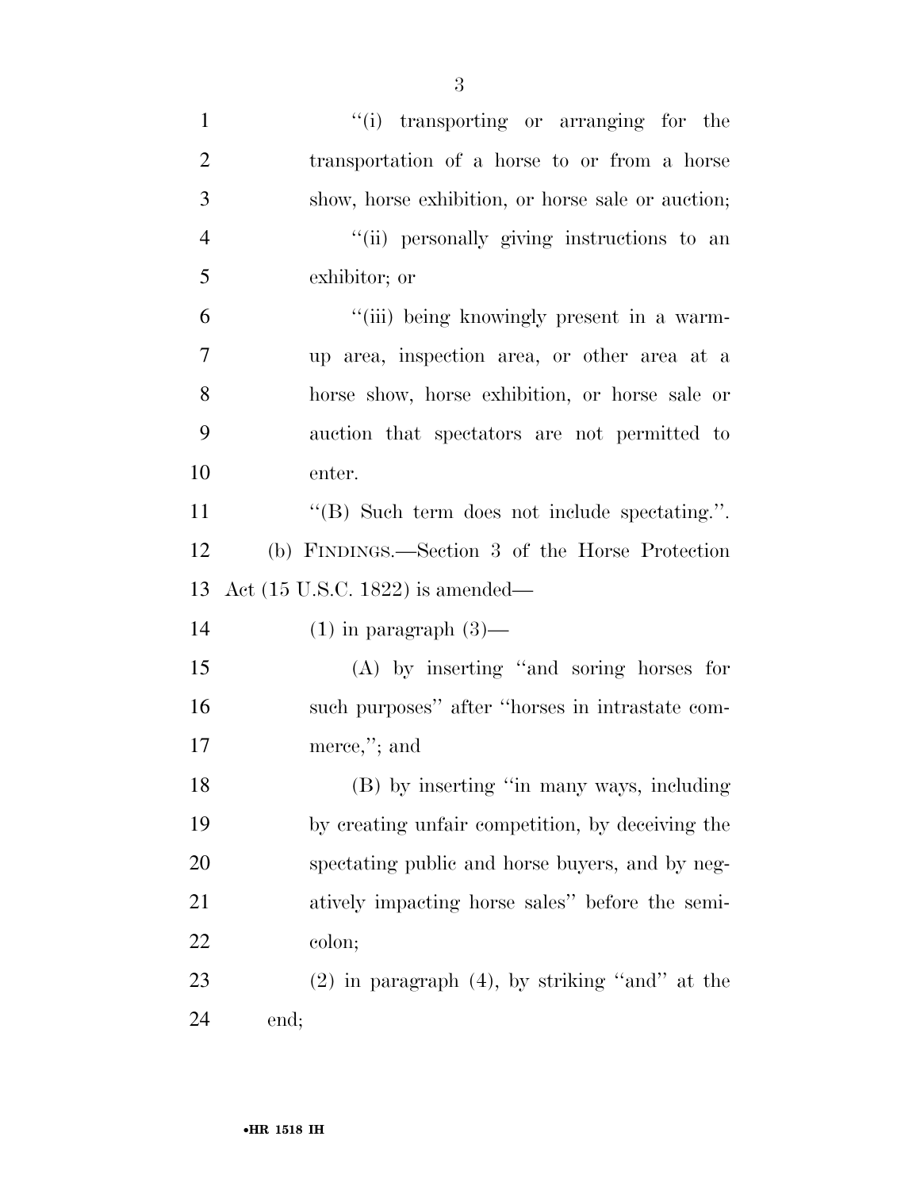"(i) transporting or arranging for the transportation of a horse to or from a horse show, horse exhibition, or horse sale or auction;

"(ii) personally giving instructions to an exhibitor; or

"(iii) being knowingly present in a warm-up area, inspection area, or other area at a horse show, horse exhibition, or horse sale or auction that spectators are not permitted to enter.

"(B) Such term does not include spectating.".

(b) FINDINGS.—Section 3 of the Horse Protection Act (15 U.S.C. 1822) is amended—

(1) in paragraph (3)—

(A) by inserting "and soring horses for such purposes" after "horses in intrastate commerce,"; and

(B) by inserting "in many ways, including by creating unfair competition, by deceiving the spectating public and horse buyers, and by negatively impacting horse sales" before the semicolon;

(2) in paragraph (4), by striking "and" at the end;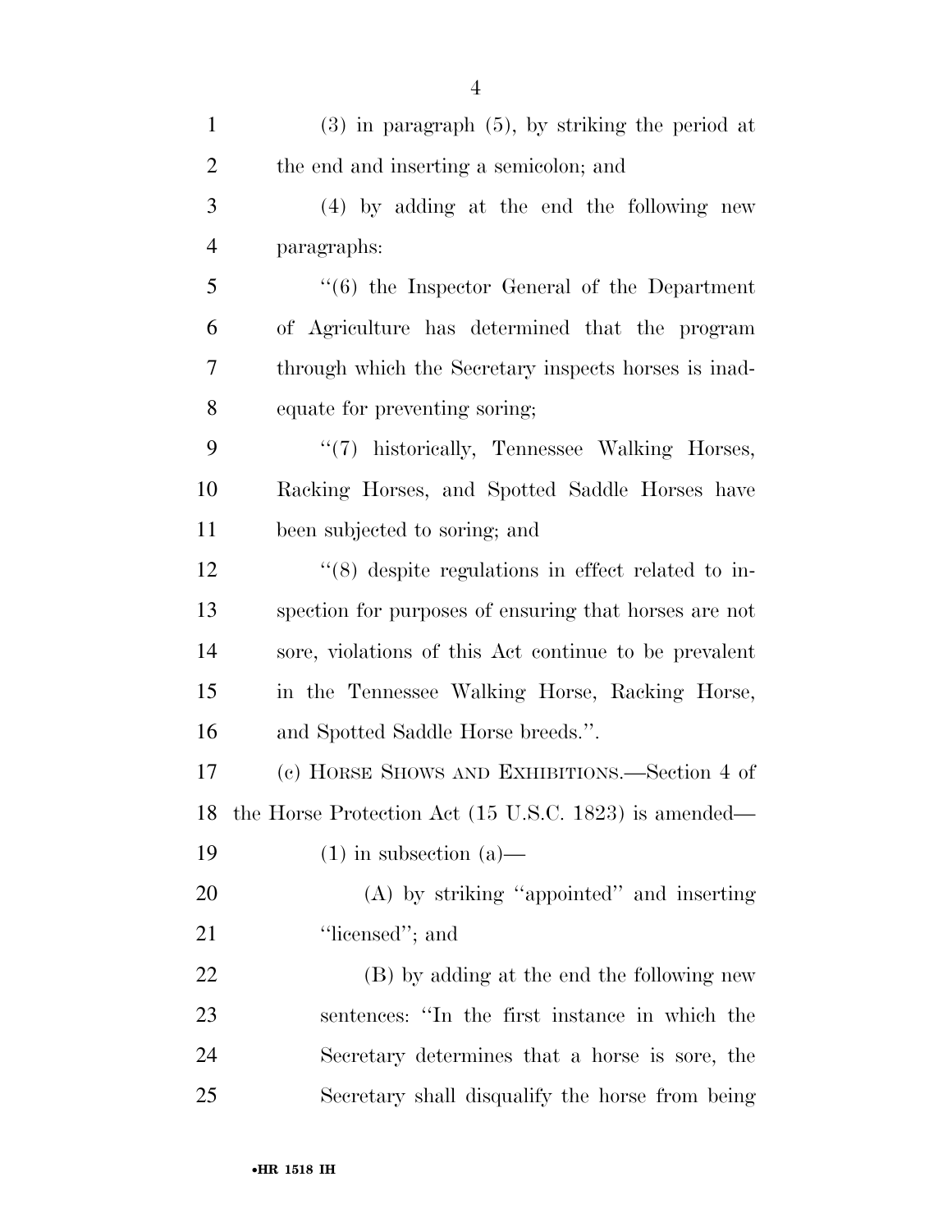(3) in paragraph (5), by striking the period at the end and inserting a semicolon; and

(4) by adding at the end the following new paragraphs:

''(6) the Inspector General of the Department of Agriculture has determined that the program through which the Secretary inspects horses is inadequate for preventing soring;

''(7) historically, Tennessee Walking Horses, Racking Horses, and Spotted Saddle Horses have been subjected to soring; and

''(8) despite regulations in effect related to inspection for purposes of ensuring that horses are not sore, violations of this Act continue to be prevalent in the Tennessee Walking Horse, Racking Horse, and Spotted Saddle Horse breeds.''.

(c) HORSE SHOWS AND EXHIBITIONS.—Section 4 of the Horse Protection Act (15 U.S.C. 1823) is amended—

(1) in subsection (a)—

(A) by striking ''appointed'' and inserting ''licensed''; and

(B) by adding at the end the following new sentences: ''In the first instance in which the Secretary determines that a horse is sore, the Secretary shall disqualify the horse from being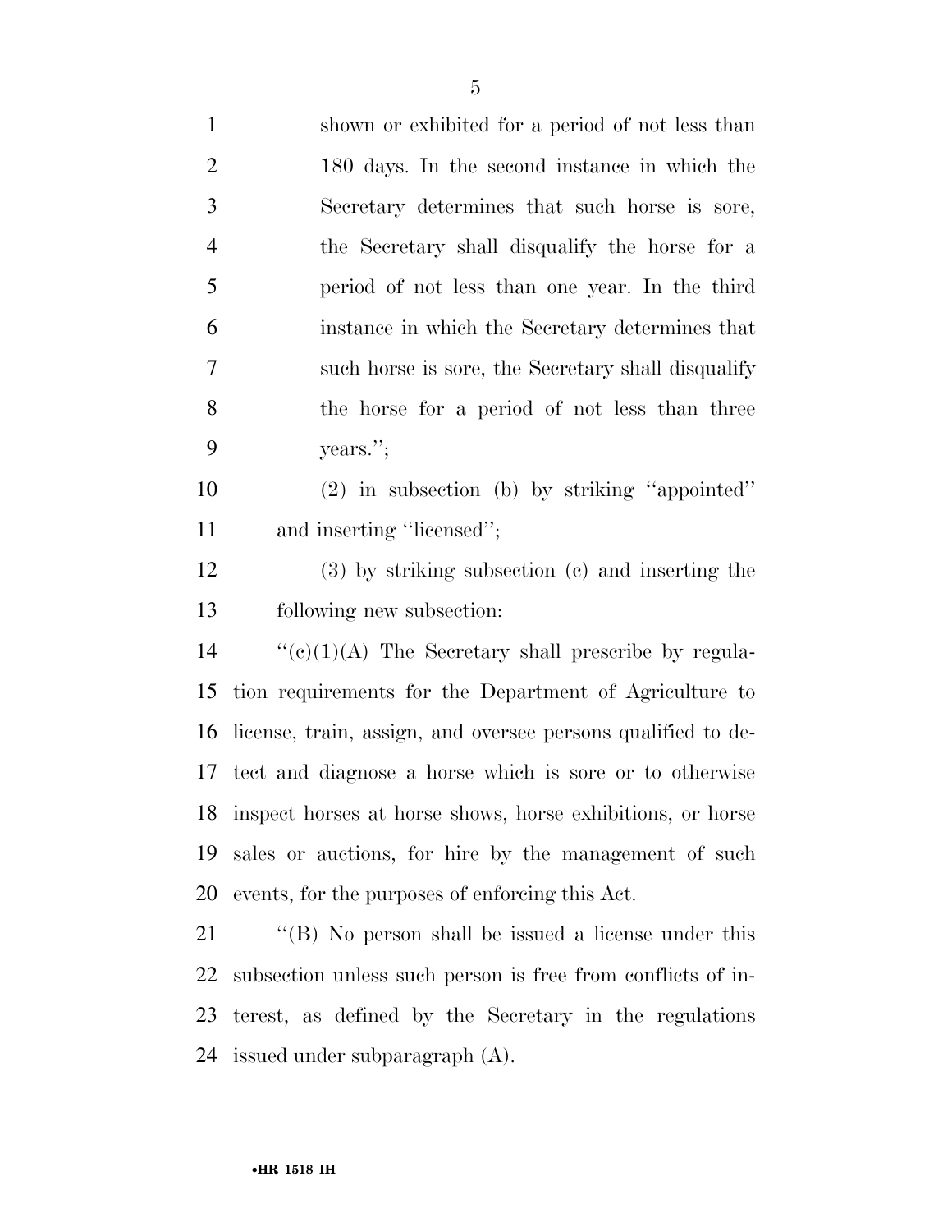shown or exhibited for a period of not less than 180 days. In the second instance in which the Secretary determines that such horse is sore, the Secretary shall disqualify the horse for a period of not less than one year. In the third instance in which the Secretary determines that such horse is sore, the Secretary shall disqualify the horse for a period of not less than three years.'';

(2) in subsection (b) by striking ''appointed'' and inserting ''licensed'';

(3) by striking subsection (c) and inserting the following new subsection:

''(c)(1)(A) The Secretary shall prescribe by regulation requirements for the Department of Agriculture to license, train, assign, and oversee persons qualified to detect and diagnose a horse which is sore or to otherwise inspect horses at horse shows, horse exhibitions, or horse sales or auctions, for hire by the management of such events, for the purposes of enforcing this Act.

''(B) No person shall be issued a license under this subsection unless such person is free from conflicts of interest, as defined by the Secretary in the regulations issued under subparagraph (A).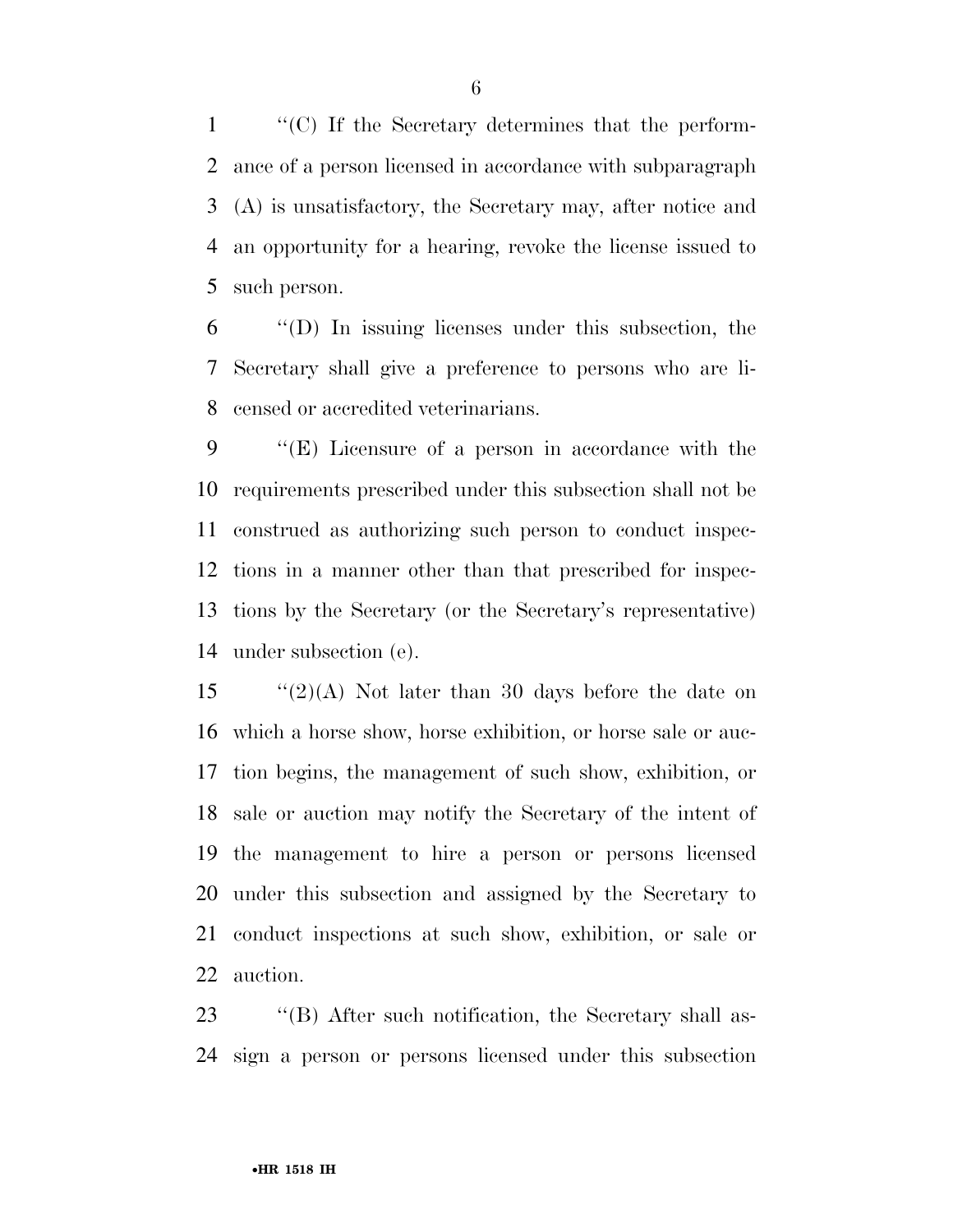''(C) If the Secretary determines that the performance of a person licensed in accordance with subparagraph (A) is unsatisfactory, the Secretary may, after notice and an opportunity for a hearing, revoke the license issued to such person.

''(D) In issuing licenses under this subsection, the Secretary shall give a preference to persons who are licensed or accredited veterinarians.

''(E) Licensure of a person in accordance with the requirements prescribed under this subsection shall not be construed as authorizing such person to conduct inspections in a manner other than that prescribed for inspections by the Secretary (or the Secretary's representative) under subsection (e).

''(2)(A) Not later than 30 days before the date on which a horse show, horse exhibition, or horse sale or auction begins, the management of such show, exhibition, or sale or auction may notify the Secretary of the intent of the management to hire a person or persons licensed under this subsection and assigned by the Secretary to conduct inspections at such show, exhibition, or sale or auction.

''(B) After such notification, the Secretary shall assign a person or persons licensed under this subsection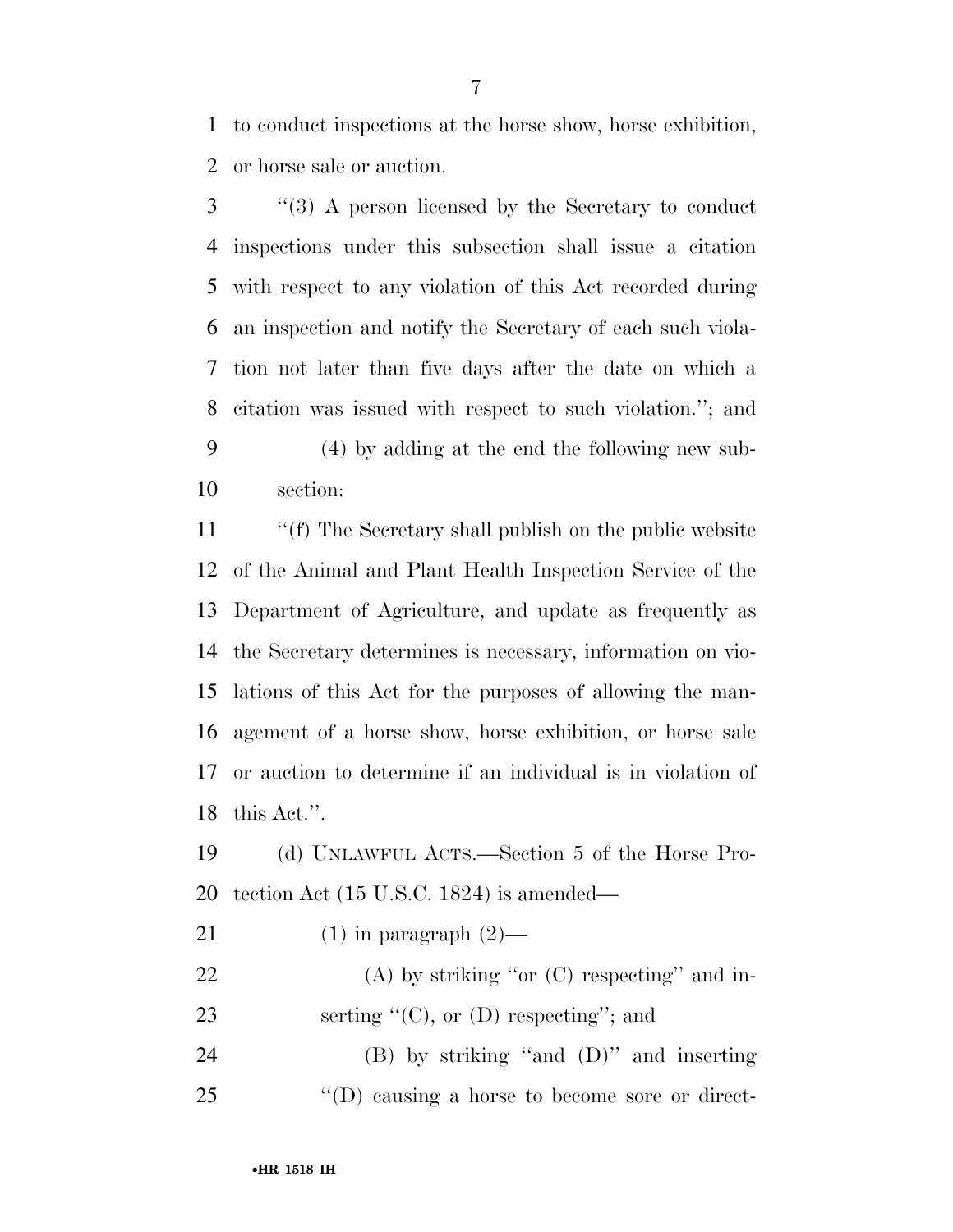to conduct inspections at the horse show, horse exhibition, or horse sale or auction.

"(3) A person licensed by the Secretary to conduct inspections under this subsection shall issue a citation with respect to any violation of this Act recorded during an inspection and notify the Secretary of each such violation not later than five days after the date on which a citation was issued with respect to such violation."; and

(4) by adding at the end the following new subsection:

"(f) The Secretary shall publish on the public website of the Animal and Plant Health Inspection Service of the Department of Agriculture, and update as frequently as the Secretary determines is necessary, information on violations of this Act for the purposes of allowing the management of a horse show, horse exhibition, or horse sale or auction to determine if an individual is in violation of this Act.".

(d) UNLAWFUL ACTS.—Section 5 of the Horse Protection Act (15 U.S.C. 1824) is amended—

(1) in paragraph (2)—

(A) by striking "or (C) respecting" and inserting "(C), or (D) respecting"; and

(B) by striking "and (D)" and inserting "(D) causing a horse to become sore or direct-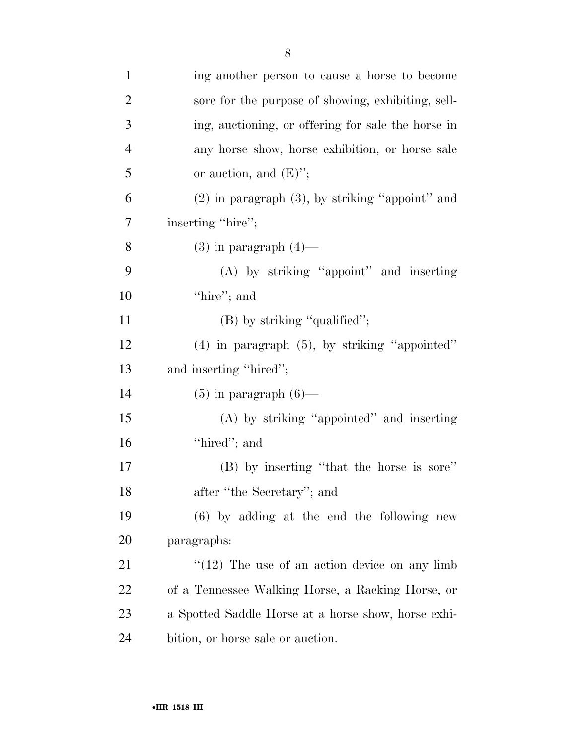ing another person to cause a horse to become sore for the purpose of showing, exhibiting, selling, auctioning, or offering for sale the horse in any horse show, horse exhibition, or horse sale or auction, and (E)'';

(2) in paragraph (3), by striking ''appoint'' and inserting ''hire'';

(3) in paragraph (4)—

(A) by striking ''appoint'' and inserting ''hire''; and

(B) by striking ''qualified'';

(4) in paragraph (5), by striking ''appointed'' and inserting ''hired'';

(5) in paragraph (6)—

(A) by striking ''appointed'' and inserting ''hired''; and

(B) by inserting ''that the horse is sore'' after ''the Secretary''; and

(6) by adding at the end the following new paragraphs:

''(12) The use of an action device on any limb of a Tennessee Walking Horse, a Racking Horse, or a Spotted Saddle Horse at a horse show, horse exhibition, or horse sale or auction.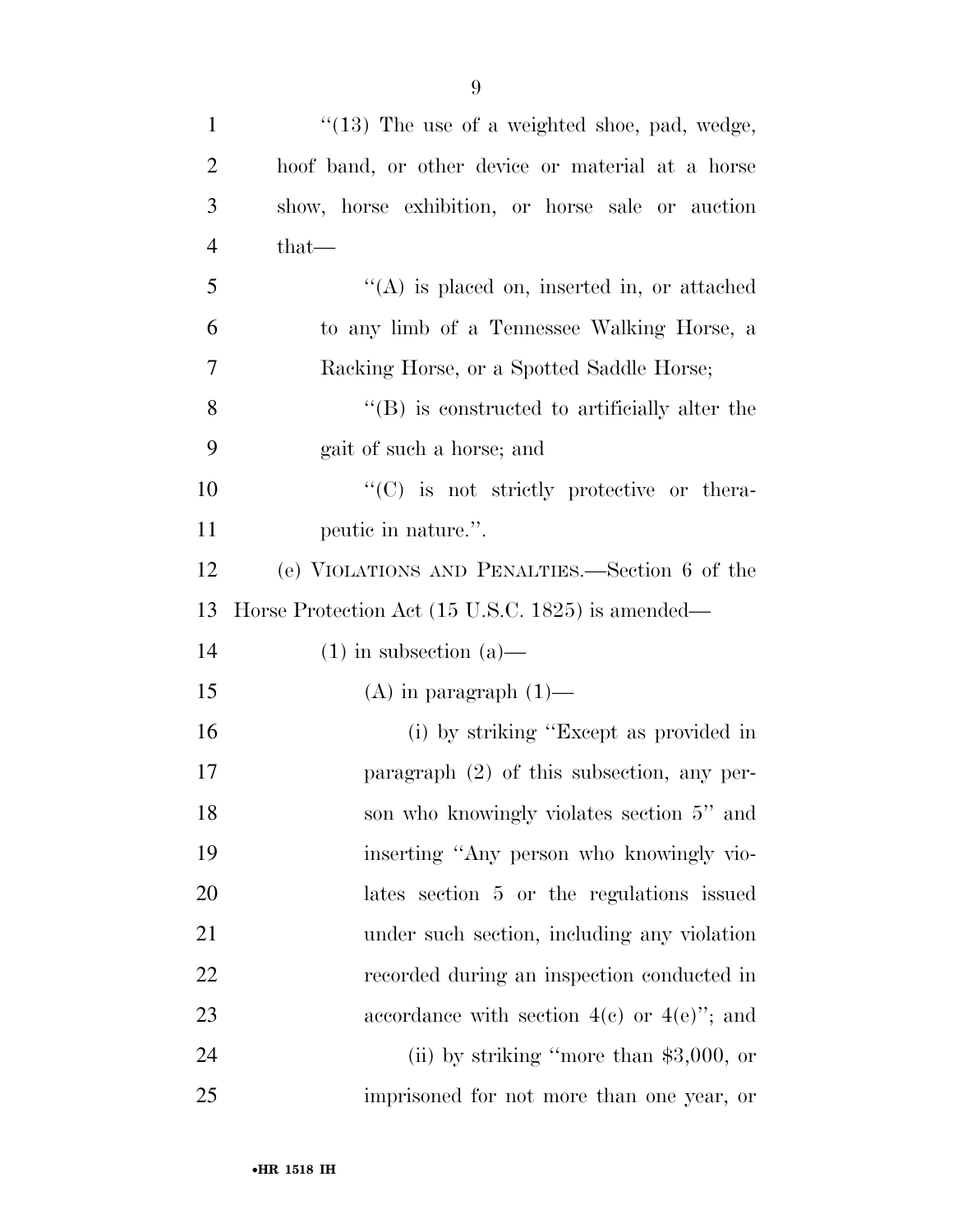"(13) The use of a weighted shoe, pad, wedge, hoof band, or other device or material at a horse show, horse exhibition, or horse sale or auction that—

"(A) is placed on, inserted in, or attached to any limb of a Tennessee Walking Horse, a Racking Horse, or a Spotted Saddle Horse;

"(B) is constructed to artificially alter the gait of such a horse; and

"(C) is not strictly protective or therapeutic in nature.".

(e) VIOLATIONS AND PENALTIES.—Section 6 of the Horse Protection Act (15 U.S.C. 1825) is amended—

(1) in subsection (a)—

(A) in paragraph (1)—

(i) by striking "Except as provided in paragraph (2) of this subsection, any person who knowingly violates section 5" and inserting "Any person who knowingly violates section 5 or the regulations issued under such section, including any violation recorded during an inspection conducted in accordance with section 4(c) or 4(e)"; and

(ii) by striking "more than $3,000, or imprisoned for not more than one year, or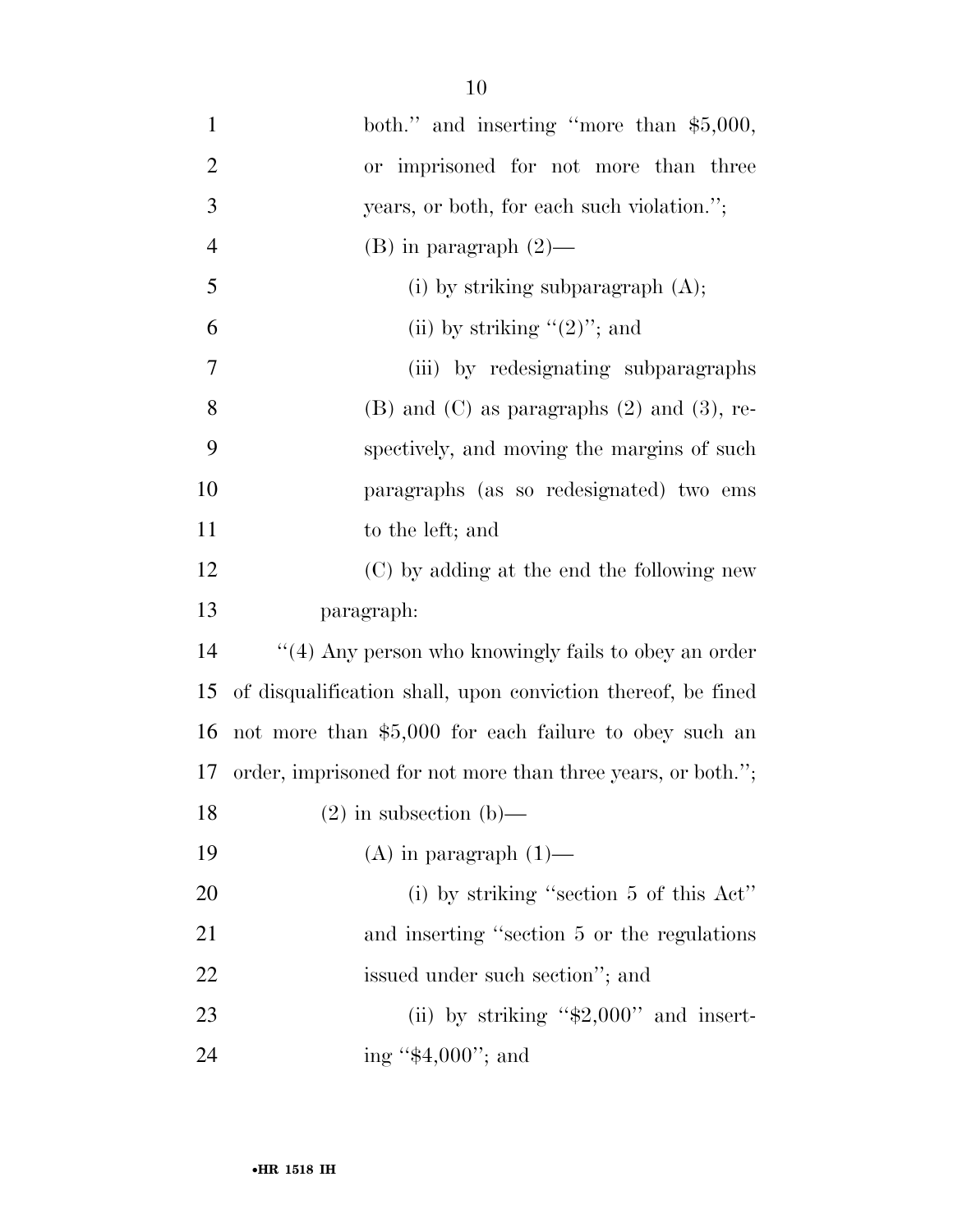both.'' and inserting ''more than $5,000, or imprisoned for not more than three years, or both, for each such violation.'';

(B) in paragraph (2)—

(i) by striking subparagraph (A);

(ii) by striking ''(2)''; and

(iii) by redesignating subparagraphs (B) and (C) as paragraphs (2) and (3), respectively, and moving the margins of such paragraphs (as so redesignated) two ems to the left; and

(C) by adding at the end the following new paragraph:

''(4) Any person who knowingly fails to obey an order of disqualification shall, upon conviction thereof, be fined not more than $5,000 for each failure to obey such an order, imprisoned for not more than three years, or both.'';

(2) in subsection (b)—

(A) in paragraph (1)—

(i) by striking ''section 5 of this Act'' and inserting ''section 5 or the regulations issued under such section''; and

(ii) by striking ''$2,000'' and inserting ''$4,000''; and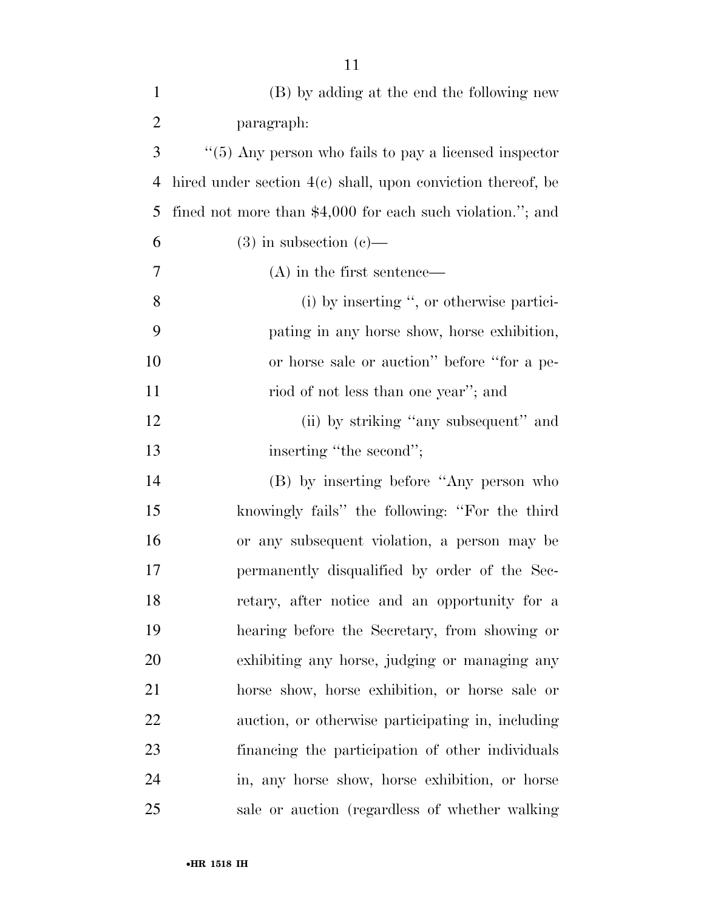(B) by adding at the end the following new paragraph:

"(5) Any person who fails to pay a licensed inspector hired under section 4(c) shall, upon conviction thereof, be fined not more than $4,000 for each such violation."; and

(3) in subsection (c)—

(A) in the first sentence—

(i) by inserting ", or otherwise participating in any horse show, horse exhibition, or horse sale or auction" before "for a period of not less than one year"; and

(ii) by striking "any subsequent" and inserting "the second";

(B) by inserting before "Any person who knowingly fails" the following: "For the third or any subsequent violation, a person may be permanently disqualified by order of the Secretary, after notice and an opportunity for a hearing before the Secretary, from showing or exhibiting any horse, judging or managing any horse show, horse exhibition, or horse sale or auction, or otherwise participating in, including financing the participation of other individuals in, any horse show, horse exhibition, or horse sale or auction (regardless of whether walking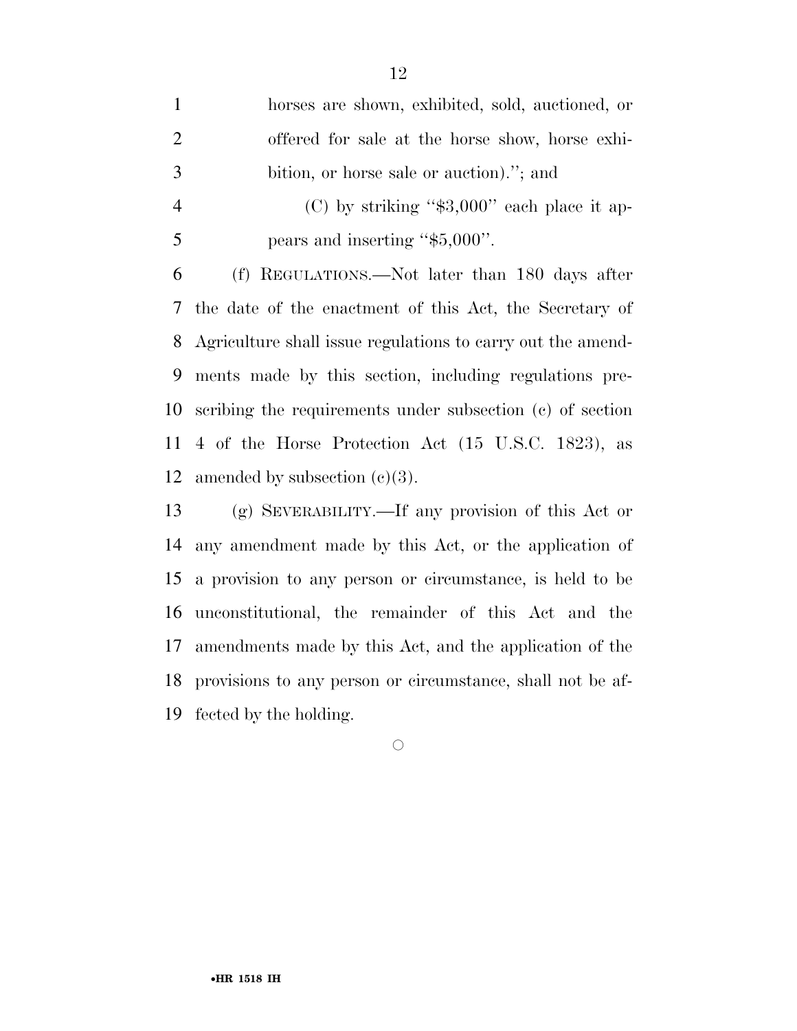horses are shown, exhibited, sold, auctioned, or offered for sale at the horse show, horse exhibition, or horse sale or auction).''; and

(C) by striking ''$3,000'' each place it appears and inserting ''$5,000''.

(f) REGULATIONS.—Not later than 180 days after the date of the enactment of this Act, the Secretary of Agriculture shall issue regulations to carry out the amendments made by this section, including regulations prescribing the requirements under subsection (c) of section 4 of the Horse Protection Act (15 U.S.C. 1823), as amended by subsection (c)(3).

(g) SEVERABILITY.—If any provision of this Act or any amendment made by this Act, or the application of a provision to any person or circumstance, is held to be unconstitutional, the remainder of this Act and the amendments made by this Act, and the application of the provisions to any person or circumstance, shall not be affected by the holding.

○